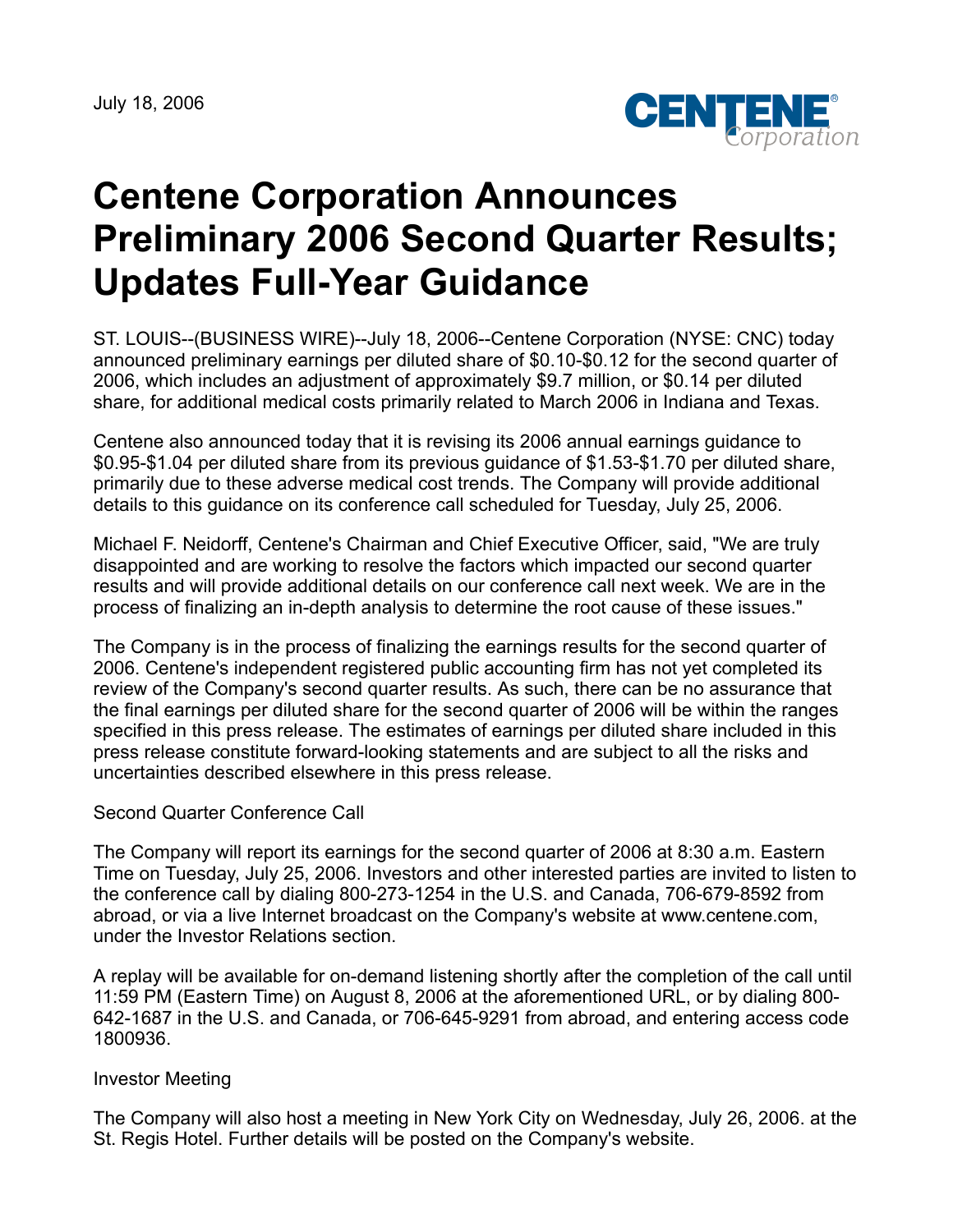July 18, 2006

# Centene Corporation Announces Preliminary 2006 Second Quarter Results; Updates Full-Year Guidance

ST. LOUIS--(BUSINESS WIRE)--July 18, 2006--Centene Corporation (NYSE: CNC) today announced preliminary earnings per diluted share of $0.10-$0.12 for the second quarter of 2006, which includes an adjustment of approximately $9.7 million, or $0.14 per diluted share, for additional medical costs primarily related to March 2006 in Indiana and Texas.

Centene also announced today that it is revising its 2006 annual earnings guidance to $0.95-$1.04 per diluted share from its previous guidance of $1.53-$1.70 per diluted share, primarily due to these adverse medical cost trends. The Company will provide additional details to this guidance on its conference call scheduled for Tuesday, July 25, 2006.

Michael F. Neidorff, Centene's Chairman and Chief Executive Officer, said, "We are truly disappointed and are working to resolve the factors which impacted our second quarter results and will provide additional details on our conference call next week. We are in the process of finalizing an in-depth analysis to determine the root cause of these issues."

The Company is in the process of finalizing the earnings results for the second quarter of 2006. Centene's independent registered public accounting firm has not yet completed its review of the Company's second quarter results. As such, there can be no assurance that the final earnings per diluted share for the second quarter of 2006 will be within the ranges specified in this press release. The estimates of earnings per diluted share included in this press release constitute forward-looking statements and are subject to all the risks and uncertainties described elsewhere in this press release.

Second Quarter Conference Call

The Company will report its earnings for the second quarter of 2006 at 8:30 a.m. Eastern Time on Tuesday, July 25, 2006. Investors and other interested parties are invited to listen to the conference call by dialing 800-273-1254 in the U.S. and Canada, 706-679-8592 from abroad, or via a live Internet broadcast on the Company's website at www.centene.com, under the Investor Relations section.

A replay will be available for on-demand listening shortly after the completion of the call until 11:59 PM (Eastern Time) on August 8, 2006 at the aforementioned URL, or by dialing 800-642-1687 in the U.S. and Canada, or 706-645-9291 from abroad, and entering access code 1800936.

Investor Meeting

The Company will also host a meeting in New York City on Wednesday, July 26, 2006. at the St. Regis Hotel. Further details will be posted on the Company's website.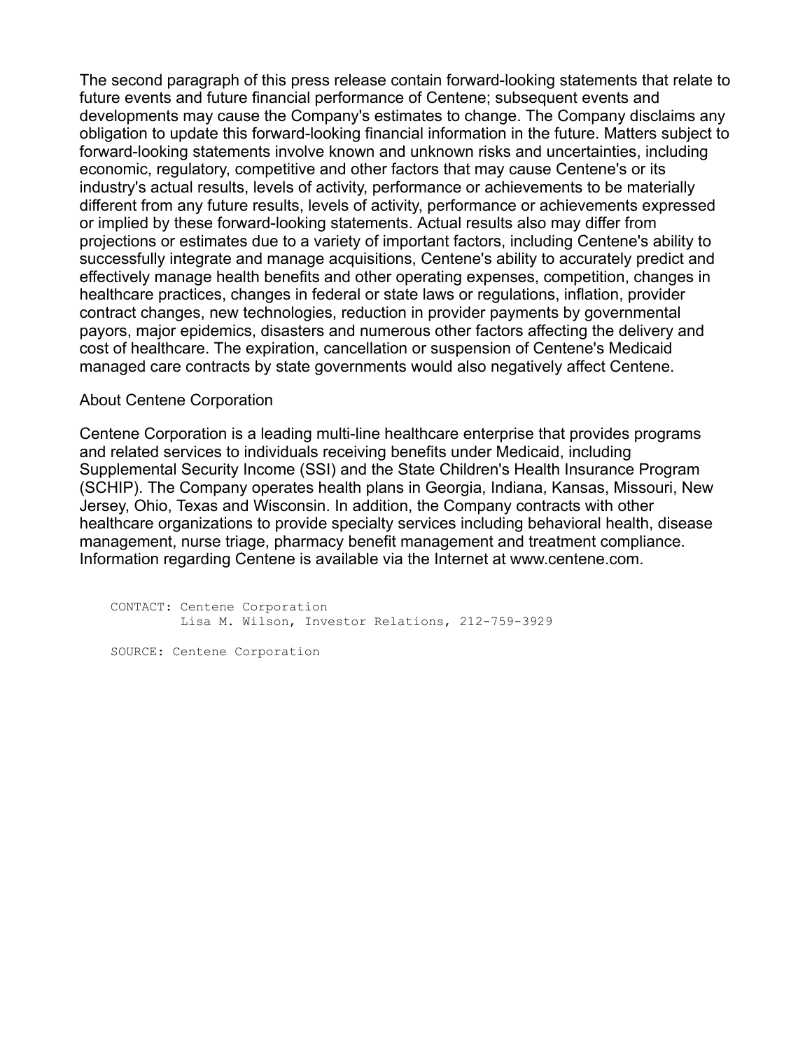The second paragraph of this press release contain forward-looking statements that relate to future events and future financial performance of Centene; subsequent events and developments may cause the Company's estimates to change. The Company disclaims any obligation to update this forward-looking financial information in the future. Matters subject to forward-looking statements involve known and unknown risks and uncertainties, including economic, regulatory, competitive and other factors that may cause Centene's or its industry's actual results, levels of activity, performance or achievements to be materially different from any future results, levels of activity, performance or achievements expressed or implied by these forward-looking statements. Actual results also may differ from projections or estimates due to a variety of important factors, including Centene's ability to successfully integrate and manage acquisitions, Centene's ability to accurately predict and effectively manage health benefits and other operating expenses, competition, changes in healthcare practices, changes in federal or state laws or regulations, inflation, provider contract changes, new technologies, reduction in provider payments by governmental payors, major epidemics, disasters and numerous other factors affecting the delivery and cost of healthcare. The expiration, cancellation or suspension of Centene's Medicaid managed care contracts by state governments would also negatively affect Centene.

About Centene Corporation

Centene Corporation is a leading multi-line healthcare enterprise that provides programs and related services to individuals receiving benefits under Medicaid, including Supplemental Security Income (SSI) and the State Children's Health Insurance Program (SCHIP). The Company operates health plans in Georgia, Indiana, Kansas, Missouri, New Jersey, Ohio, Texas and Wisconsin. In addition, the Company contracts with other healthcare organizations to provide specialty services including behavioral health, disease management, nurse triage, pharmacy benefit management and treatment compliance. Information regarding Centene is available via the Internet at www.centene.com.

```
CONTACT: Centene Corporation
         Lisa M. Wilson, Investor Relations, 212-759-3929

SOURCE: Centene Corporation
```